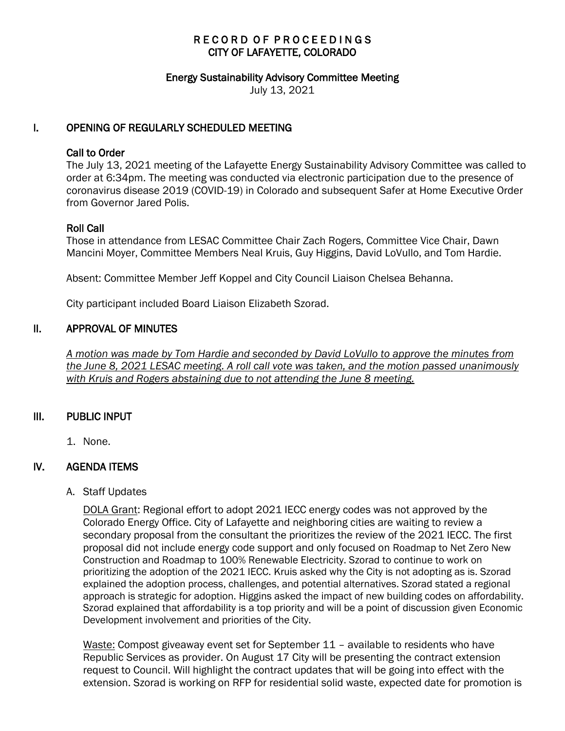# RECORD OF PROCEEDINGS
# CITY OF LAFAYETTE, COLORADO

## Energy Sustainability Advisory Committee Meeting

July 13, 2021

## I. OPENING OF REGULARLY SCHEDULED MEETING

### Call to Order

The July 13, 2021 meeting of the Lafayette Energy Sustainability Advisory Committee was called to order at 6:34pm. The meeting was conducted via electronic participation due to the presence of coronavirus disease 2019 (COVID-19) in Colorado and subsequent Safer at Home Executive Order from Governor Jared Polis.

### Roll Call

Those in attendance from LESAC Committee Chair Zach Rogers, Committee Vice Chair, Dawn Mancini Moyer, Committee Members Neal Kruis, Guy Higgins, David LoVullo, and Tom Hardie.

Absent: Committee Member Jeff Koppel and City Council Liaison Chelsea Behanna.

City participant included Board Liaison Elizabeth Szorad.

## II. APPROVAL OF MINUTES

*A motion was made by Tom Hardie and seconded by David LoVullo to approve the minutes from the June 8, 2021 LESAC meeting. A roll call vote was taken, and the motion passed unanimously with Kruis and Rogers abstaining due to not attending the June 8 meeting.*

## III. PUBLIC INPUT

1. None.

## IV. AGENDA ITEMS

A. Staff Updates

DOLA Grant: Regional effort to adopt 2021 IECC energy codes was not approved by the Colorado Energy Office. City of Lafayette and neighboring cities are waiting to review a secondary proposal from the consultant the prioritizes the review of the 2021 IECC. The first proposal did not include energy code support and only focused on Roadmap to Net Zero New Construction and Roadmap to 100% Renewable Electricity. Szorad to continue to work on prioritizing the adoption of the 2021 IECC. Kruis asked why the City is not adopting as is. Szorad explained the adoption process, challenges, and potential alternatives. Szorad stated a regional approach is strategic for adoption. Higgins asked the impact of new building codes on affordability. Szorad explained that affordability is a top priority and will be a point of discussion given Economic Development involvement and priorities of the City.

Waste: Compost giveaway event set for September 11 – available to residents who have Republic Services as provider. On August 17 City will be presenting the contract extension request to Council. Will highlight the contract updates that will be going into effect with the extension. Szorad is working on RFP for residential solid waste, expected date for promotion is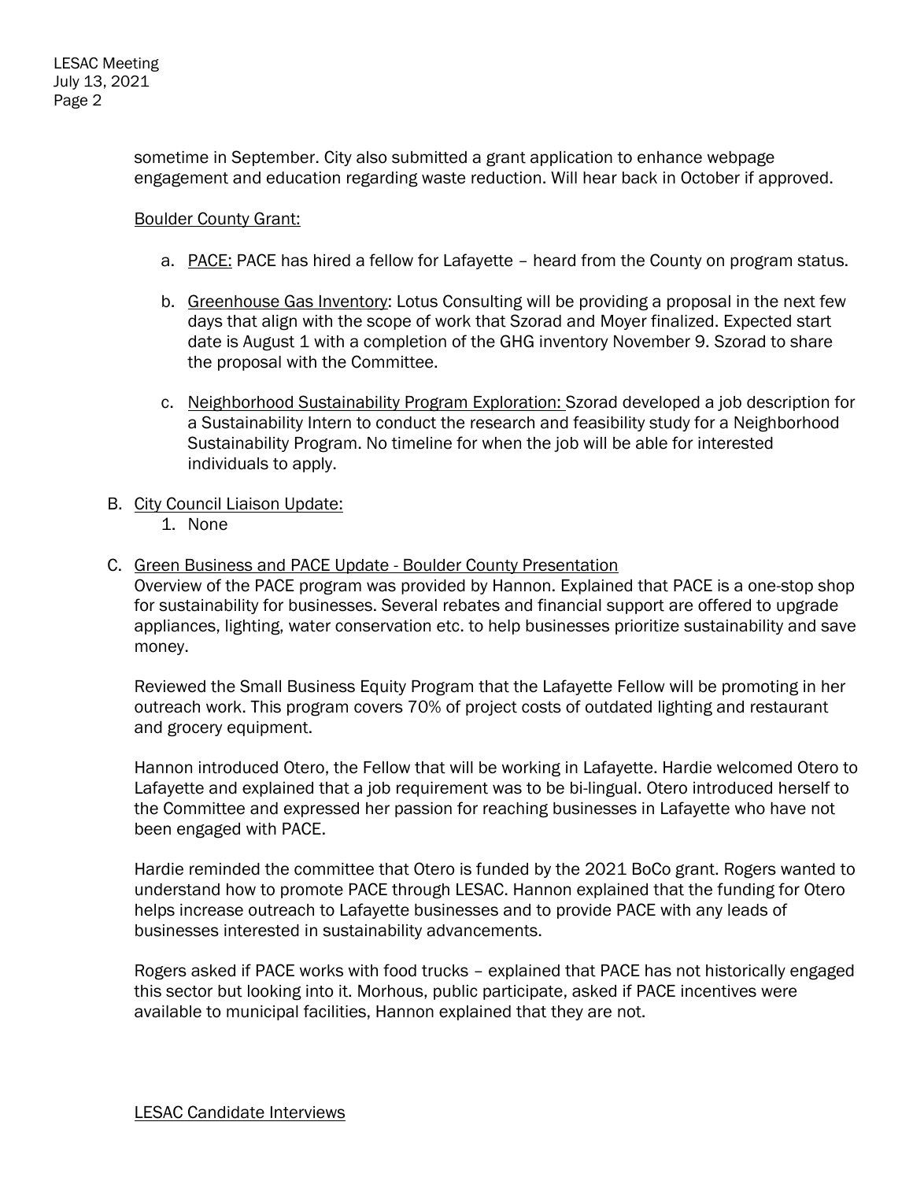sometime in September. City also submitted a grant application to enhance webpage engagement and education regarding waste reduction. Will hear back in October if approved.

Boulder County Grant:

a. PACE: PACE has hired a fellow for Lafayette – heard from the County on program status.

b. Greenhouse Gas Inventory: Lotus Consulting will be providing a proposal in the next few days that align with the scope of work that Szorad and Moyer finalized. Expected start date is August 1 with a completion of the GHG inventory November 9. Szorad to share the proposal with the Committee.

c. Neighborhood Sustainability Program Exploration: Szorad developed a job description for a Sustainability Intern to conduct the research and feasibility study for a Neighborhood Sustainability Program. No timeline for when the job will be able for interested individuals to apply.

B. City Council Liaison Update:
   1. None

C. Green Business and PACE Update - Boulder County Presentation

Overview of the PACE program was provided by Hannon. Explained that PACE is a one-stop shop for sustainability for businesses. Several rebates and financial support are offered to upgrade appliances, lighting, water conservation etc. to help businesses prioritize sustainability and save money.

Reviewed the Small Business Equity Program that the Lafayette Fellow will be promoting in her outreach work. This program covers 70% of project costs of outdated lighting and restaurant and grocery equipment.

Hannon introduced Otero, the Fellow that will be working in Lafayette. Hardie welcomed Otero to Lafayette and explained that a job requirement was to be bi-lingual. Otero introduced herself to the Committee and expressed her passion for reaching businesses in Lafayette who have not been engaged with PACE.

Hardie reminded the committee that Otero is funded by the 2021 BoCo grant. Rogers wanted to understand how to promote PACE through LESAC. Hannon explained that the funding for Otero helps increase outreach to Lafayette businesses and to provide PACE with any leads of businesses interested in sustainability advancements.

Rogers asked if PACE works with food trucks – explained that PACE has not historically engaged this sector but looking into it. Morhous, public participate, asked if PACE incentives were available to municipal facilities, Hannon explained that they are not.

LESAC Candidate Interviews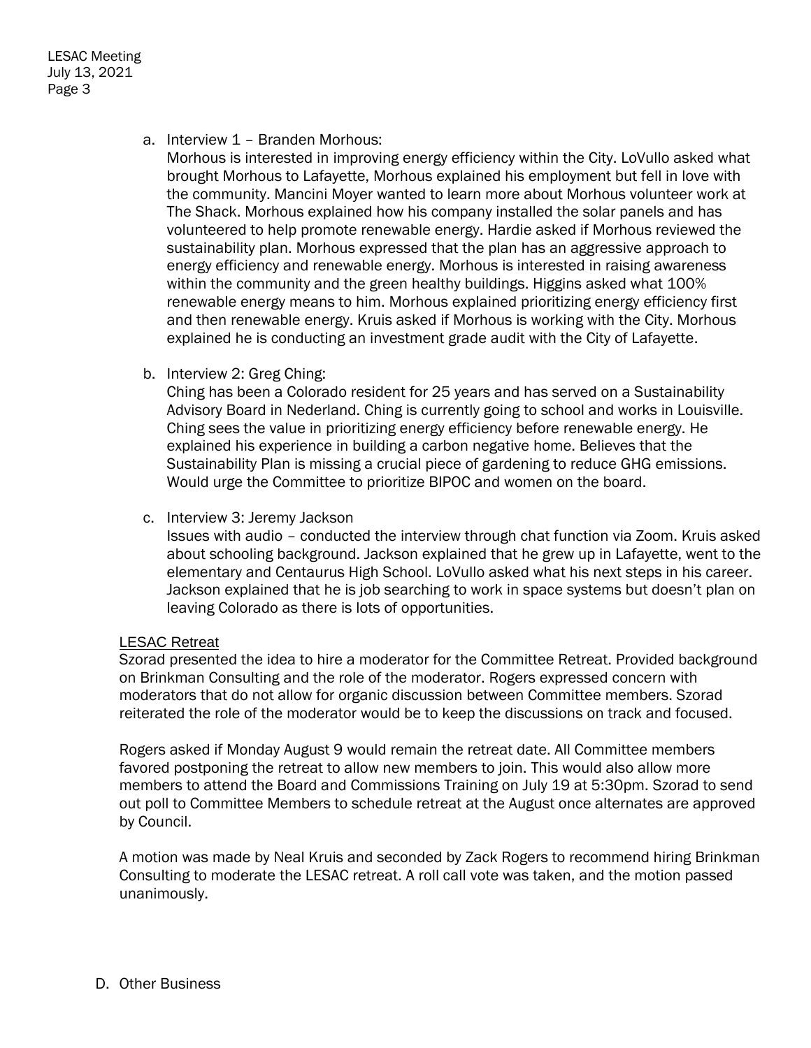a. Interview 1 – Branden Morhous:
   Morhous is interested in improving energy efficiency within the City. LoVullo asked what brought Morhous to Lafayette, Morhous explained his employment but fell in love with the community. Mancini Moyer wanted to learn more about Morhous volunteer work at The Shack. Morhous explained how his company installed the solar panels and has volunteered to help promote renewable energy. Hardie asked if Morhous reviewed the sustainability plan. Morhous expressed that the plan has an aggressive approach to energy efficiency and renewable energy. Morhous is interested in raising awareness within the community and the green healthy buildings. Higgins asked what 100% renewable energy means to him. Morhous explained prioritizing energy efficiency first and then renewable energy. Kruis asked if Morhous is working with the City. Morhous explained he is conducting an investment grade audit with the City of Lafayette.

b. Interview 2: Greg Ching:
   Ching has been a Colorado resident for 25 years and has served on a Sustainability Advisory Board in Nederland. Ching is currently going to school and works in Louisville. Ching sees the value in prioritizing energy efficiency before renewable energy. He explained his experience in building a carbon negative home. Believes that the Sustainability Plan is missing a crucial piece of gardening to reduce GHG emissions. Would urge the Committee to prioritize BIPOC and women on the board.

c. Interview 3: Jeremy Jackson
   Issues with audio – conducted the interview through chat function via Zoom. Kruis asked about schooling background. Jackson explained that he grew up in Lafayette, went to the elementary and Centaurus High School. LoVullo asked what his next steps in his career. Jackson explained that he is job searching to work in space systems but doesn't plan on leaving Colorado as there is lots of opportunities.

<u>LESAC Retreat</u>

Szorad presented the idea to hire a moderator for the Committee Retreat. Provided background on Brinkman Consulting and the role of the moderator. Rogers expressed concern with moderators that do not allow for organic discussion between Committee members. Szorad reiterated the role of the moderator would be to keep the discussions on track and focused.

Rogers asked if Monday August 9 would remain the retreat date. All Committee members favored postponing the retreat to allow new members to join. This would also allow more members to attend the Board and Commissions Training on July 19 at 5:30pm. Szorad to send out poll to Committee Members to schedule retreat at the August once alternates are approved by Council.

A motion was made by Neal Kruis and seconded by Zack Rogers to recommend hiring Brinkman Consulting to moderate the LESAC retreat. A roll call vote was taken, and the motion passed unanimously.

D. Other Business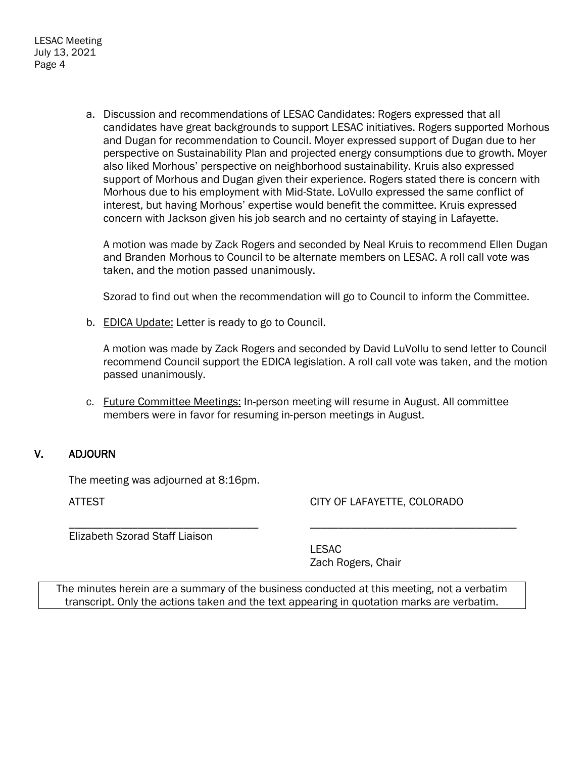a. <u>Discussion and recommendations of LESAC Candidates</u>: Rogers expressed that all candidates have great backgrounds to support LESAC initiatives. Rogers supported Morhous and Dugan for recommendation to Council. Moyer expressed support of Dugan due to her perspective on Sustainability Plan and projected energy consumptions due to growth. Moyer also liked Morhous' perspective on neighborhood sustainability. Kruis also expressed support of Morhous and Dugan given their experience. Rogers stated there is concern with Morhous due to his employment with Mid-State. LoVullo expressed the same conflict of interest, but having Morhous' expertise would benefit the committee. Kruis expressed concern with Jackson given his job search and no certainty of staying in Lafayette.

   A motion was made by Zack Rogers and seconded by Neal Kruis to recommend Ellen Dugan and Branden Morhous to Council to be alternate members on LESAC. A roll call vote was taken, and the motion passed unanimously.

   Szorad to find out when the recommendation will go to Council to inform the Committee.

b. <u>EDICA Update:</u> Letter is ready to go to Council.

   A motion was made by Zack Rogers and seconded by David LuVollu to send letter to Council recommend Council support the EDICA legislation. A roll call vote was taken, and the motion passed unanimously.

c. <u>Future Committee Meetings:</u> In-person meeting will resume in August. All committee members were in favor for resuming in-person meetings in August.

## V. ADJOURN

The meeting was adjourned at 8:16pm.

ATTEST

\_\_\_\_\_\_\_\_\_\_\_\_\_\_\_\_\_\_\_\_\_\_\_\_\_\_\_\_\_\_\_\_

Elizabeth Szorad Staff Liaison

CITY OF LAFAYETTE, COLORADO

\_\_\_\_\_\_\_\_\_\_\_\_\_\_\_\_\_\_\_\_\_\_\_\_\_\_\_\_\_\_\_\_\_\_\_\_

LESAC
Zach Rogers, Chair

The minutes herein are a summary of the business conducted at this meeting, not a verbatim transcript. Only the actions taken and the text appearing in quotation marks are verbatim.